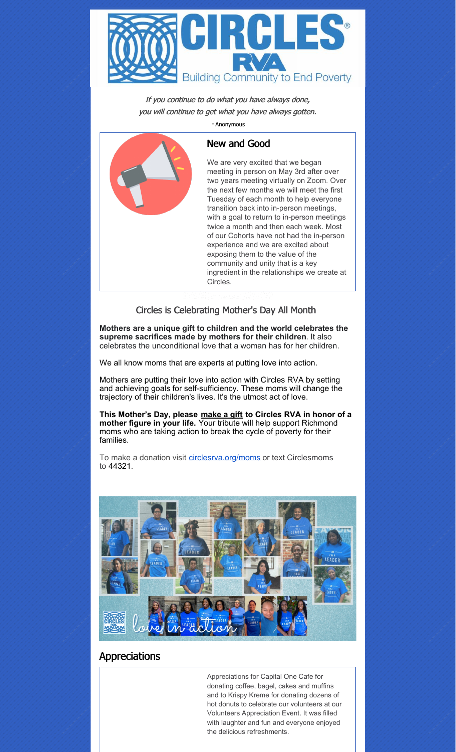# CIRCLES® RVA

Building Community to End Poverty

*If you continue to do what you have always done,*
*you will continue to get what you have always gotten.*

- Anonymous

## New and Good

We are very excited that we began meeting in person on May 3rd after over two years meeting virtually on Zoom. Over the next few months we will meet the first Tuesday of each month to help everyone transition back into in-person meetings, with a goal to return to in-person meetings twice a month and then each week. Most of our Cohorts have not had the in-person experience and we are excited about exposing them to the value of the community and unity that is a key ingredient in the relationships we create at Circles.

## Circles is Celebrating Mother's Day All Month

**Mothers are a unique gift to children and the world celebrates the supreme sacrifices made by mothers for their children**. It also celebrates the unconditional love that a woman has for her children.

We all know moms that are experts at putting love into action.

Mothers are putting their love into action with Circles RVA by setting and achieving goals for self-sufficiency. These moms will change the trajectory of their children's lives. It's the utmost act of love.

**This Mother's Day, please make a gift to Circles RVA in honor of a mother figure in your life.** Your tribute will help support Richmond moms who are taking action to break the cycle of poverty for their families.

To make a donation visit circlesrva.org/moms or text Circlesmoms to 44321.

## Appreciations

Appreciations for Capital One Cafe for donating coffee, bagel, cakes and muffins and to Krispy Kreme for donating dozens of hot donuts to celebrate our volunteers at our Volunteers Appreciation Event. It was filled with laughter and fun and everyone enjoyed the delicious refreshments.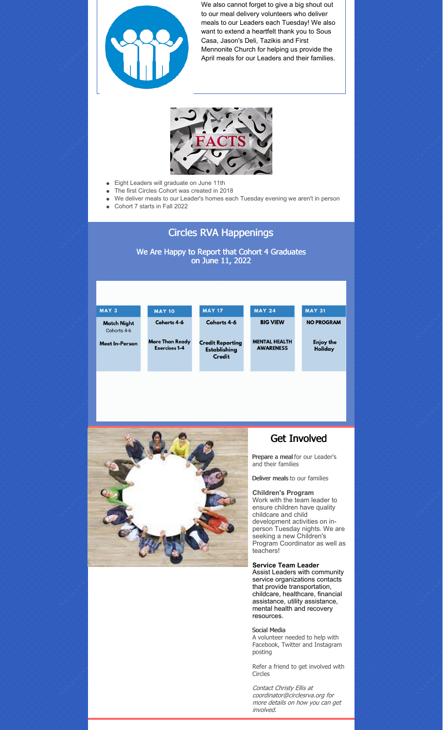We also cannot forget to give a big shout out to our meal delivery volunteers who deliver meals to our Leaders each Tuesday! We also want to extend a heartfelt thank you to Sous Casa, Jason's Deli, Tazikis and First Mennonite Church for helping us provide the April meals for our Leaders and their families.

FACTS

- Eight Leaders will graduate on June 11th
- The first Circles Cohort was created in 2018
- We deliver meals to our Leader's homes each Tuesday evening we aren't in person
- Cohort 7 starts in Fall 2022

## Circles RVA Happenings

### We Are Happy to Report that Cohort 4 Graduates on June 11, 2022

| MAY 3 | MAY 10 | MAY 17 | MAY 24 | MAY 31 |
|---|---|---|---|---|
| **Match Night** Cohorts 4-6 | **Cohorts 4-6** | **Cohorts 4-6** | **BIG VIEW** | **NO PROGRAM** |
| **Meet In-Person** | **More Than Ready Exercises 1-4** | **Credit Reporting Establishing Credit** | **MENTAL HEALTH AWARENESS** | **Enjoy the Holiday** |

## Get Involved

**Prepare a meal** for our Leader's and their families

**Deliver meals** to our families

**Children's Program**
Work with the team leader to ensure children have quality childcare and child development activities on in-person Tuesday nights. We are seeking a new Children's Program Coordinator as well as teachers!

**Service Team Leader**
Assist Leaders with community service organizations contacts that provide transportation, childcare, healthcare, financial assistance, utility assistance, mental health and recovery resources.

**Social Media**
A volunteer needed to help with Facebook, Twitter and Instagram posting

Refer a friend to get involved with Circles

*Contact Christy Ellis at coordinator@circlesrva.org for more details on how you can get involved.*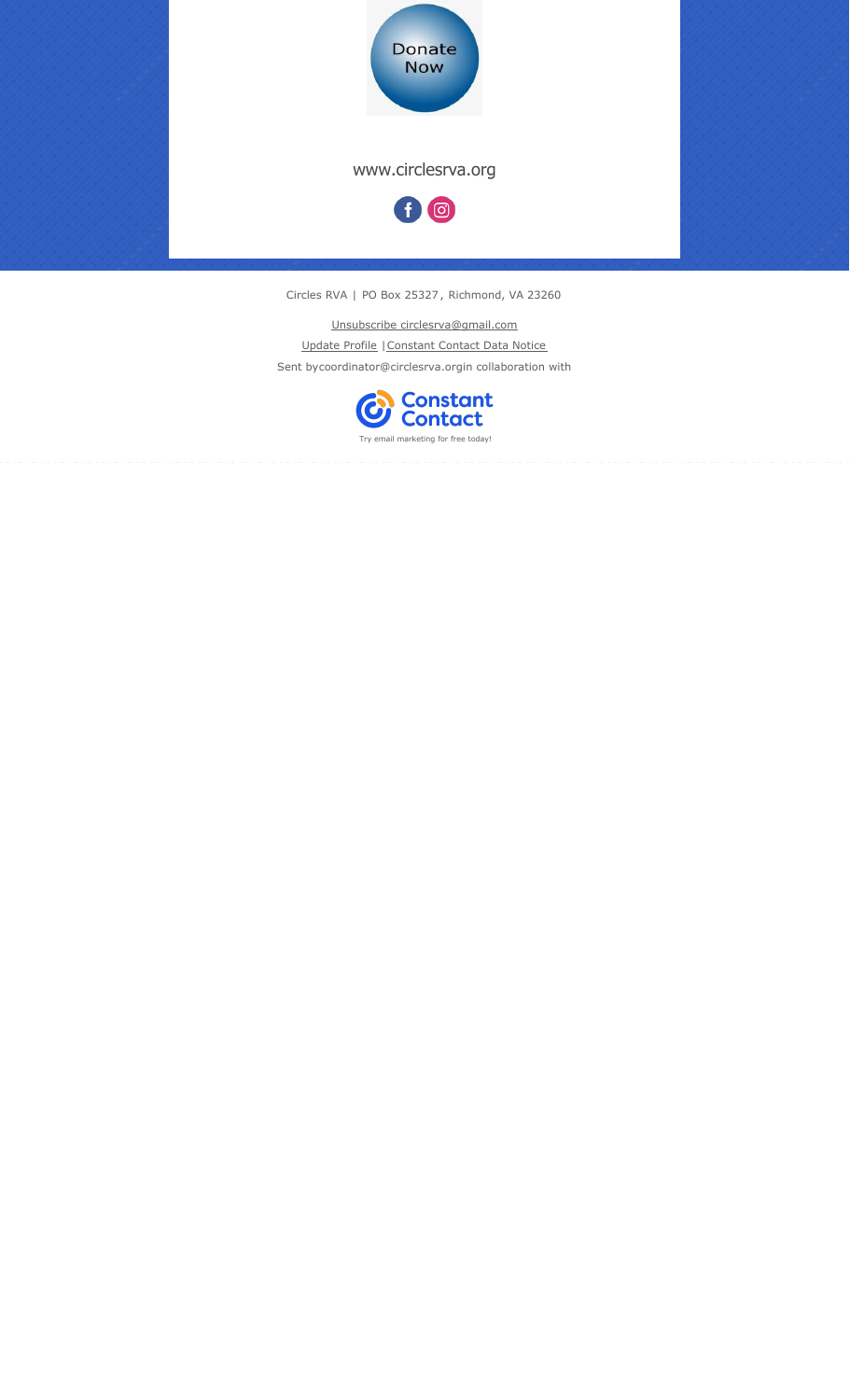Donate Now

www.circlesrva.org

Circles RVA | PO Box 25327, Richmond, VA 23260

Unsubscribe circlesrva@gmail.com

Update Profile | Constant Contact Data Notice

Sent bycoordinator@circlesrva.orgin collaboration with

Constant Contact

Try email marketing for free today!